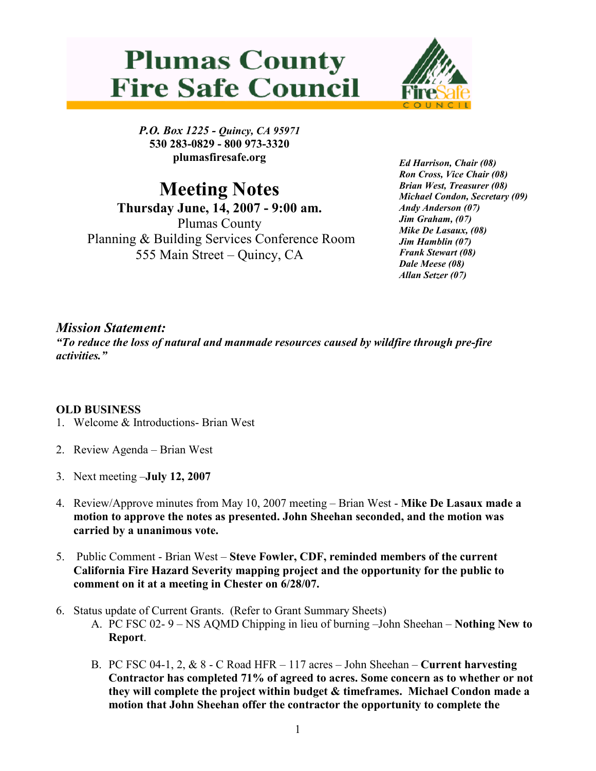# Plumas County Fire Safe Council

*P.O. Box 1225 - Quincy, CA 95971*
**530 283-0829 - 800 973-3320**
**plumasfiresafe.org**

## Meeting Notes

**Thursday June, 14, 2007 - 9:00 am.**
Plumas County
Planning & Building Services Conference Room
555 Main Street – Quincy, CA

***Ed Harrison, Chair (08)***
***Ron Cross, Vice Chair (08)***
***Brian West, Treasurer (08)***
***Michael Condon, Secretary (09)***
***Andy Anderson (07)***
***Jim Graham, (07)***
***Mike De Lasaux, (08)***
***Jim Hamblin (07)***
***Frank Stewart (08)***
***Dale Meese (08)***
***Allan Setzer (07)***

### *Mission Statement:*

***"To reduce the loss of natural and manmade resources caused by wildfire through pre-fire activities."***

**OLD BUSINESS**

1. Welcome & Introductions- Brian West

2. Review Agenda – Brian West

3. Next meeting –**July 12, 2007**

4. Review/Approve minutes from May 10, 2007 meeting – Brian West - **Mike De Lasaux made a motion to approve the notes as presented. John Sheehan seconded, and the motion was carried by a unanimous vote.**

5. Public Comment - Brian West – **Steve Fowler, CDF, reminded members of the current California Fire Hazard Severity mapping project and the opportunity for the public to comment on it at a meeting in Chester on 6/28/07.**

6. Status update of Current Grants. (Refer to Grant Summary Sheets)
   A. PC FSC 02- 9 – NS AQMD Chipping in lieu of burning –John Sheehan – **Nothing New to Report**.

   B. PC FSC 04-1, 2, & 8 - C Road HFR – 117 acres – John Sheehan – **Current harvesting Contractor has completed 71% of agreed to acres. Some concern as to whether or not they will complete the project within budget & timeframes. Michael Condon made a motion that John Sheehan offer the contractor the opportunity to complete the**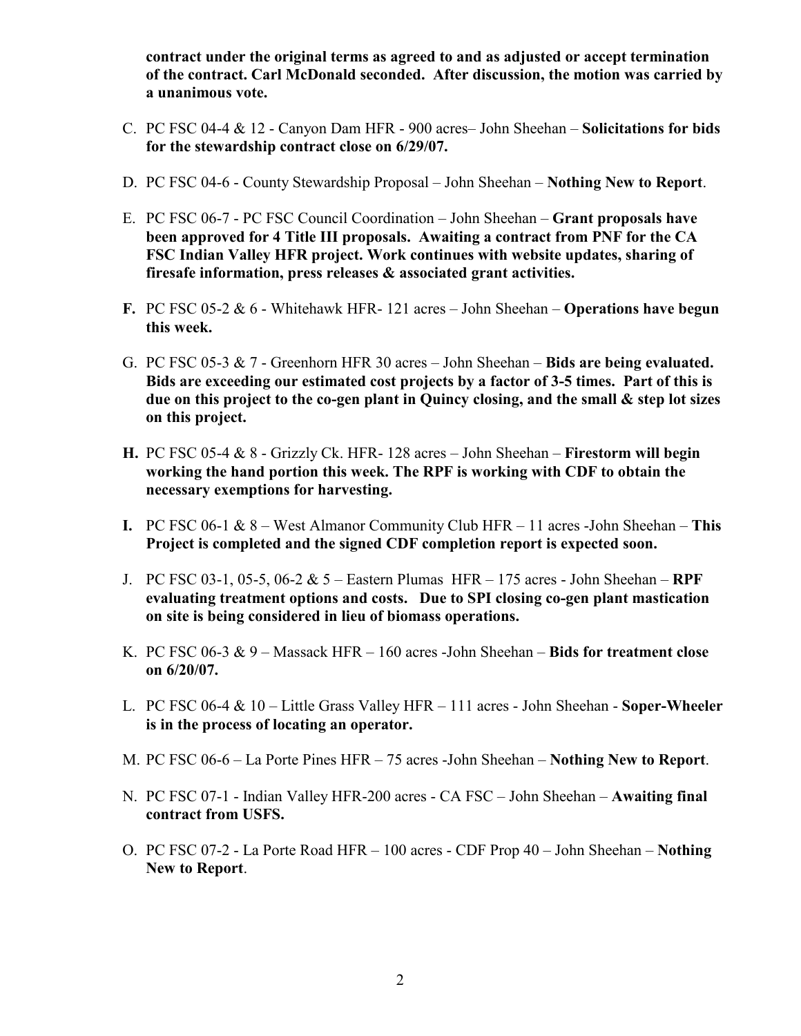**contract under the original terms as agreed to and as adjusted or accept termination of the contract. Carl McDonald seconded. After discussion, the motion was carried by a unanimous vote.**

C. PC FSC 04-4 & 12 - Canyon Dam HFR - 900 acres– John Sheehan – **Solicitations for bids for the stewardship contract close on 6/29/07.**

D. PC FSC 04-6 - County Stewardship Proposal – John Sheehan – **Nothing New to Report**.

E. PC FSC 06-7 - PC FSC Council Coordination – John Sheehan – **Grant proposals have been approved for 4 Title III proposals. Awaiting a contract from PNF for the CA FSC Indian Valley HFR project. Work continues with website updates, sharing of firesafe information, press releases & associated grant activities.**

**F.** PC FSC 05-2 & 6 - Whitehawk HFR- 121 acres – John Sheehan – **Operations have begun this week.**

G. PC FSC 05-3 & 7 - Greenhorn HFR 30 acres – John Sheehan – **Bids are being evaluated. Bids are exceeding our estimated cost projects by a factor of 3-5 times. Part of this is due on this project to the co-gen plant in Quincy closing, and the small & step lot sizes on this project.**

**H.** PC FSC 05-4 & 8 - Grizzly Ck. HFR- 128 acres – John Sheehan – **Firestorm will begin working the hand portion this week. The RPF is working with CDF to obtain the necessary exemptions for harvesting.**

**I.** PC FSC 06-1 & 8 – West Almanor Community Club HFR – 11 acres -John Sheehan – **This Project is completed and the signed CDF completion report is expected soon.**

J. PC FSC 03-1, 05-5, 06-2 & 5 – Eastern Plumas HFR – 175 acres - John Sheehan – **RPF evaluating treatment options and costs. Due to SPI closing co-gen plant mastication on site is being considered in lieu of biomass operations.**

K. PC FSC 06-3 & 9 – Massack HFR – 160 acres -John Sheehan – **Bids for treatment close on 6/20/07.**

L. PC FSC 06-4 & 10 – Little Grass Valley HFR – 111 acres - John Sheehan - **Soper-Wheeler is in the process of locating an operator.**

M. PC FSC 06-6 – La Porte Pines HFR – 75 acres -John Sheehan – **Nothing New to Report**.

N. PC FSC 07-1 - Indian Valley HFR-200 acres - CA FSC – John Sheehan – **Awaiting final contract from USFS.**

O. PC FSC 07-2 - La Porte Road HFR – 100 acres - CDF Prop 40 – John Sheehan – **Nothing New to Report**.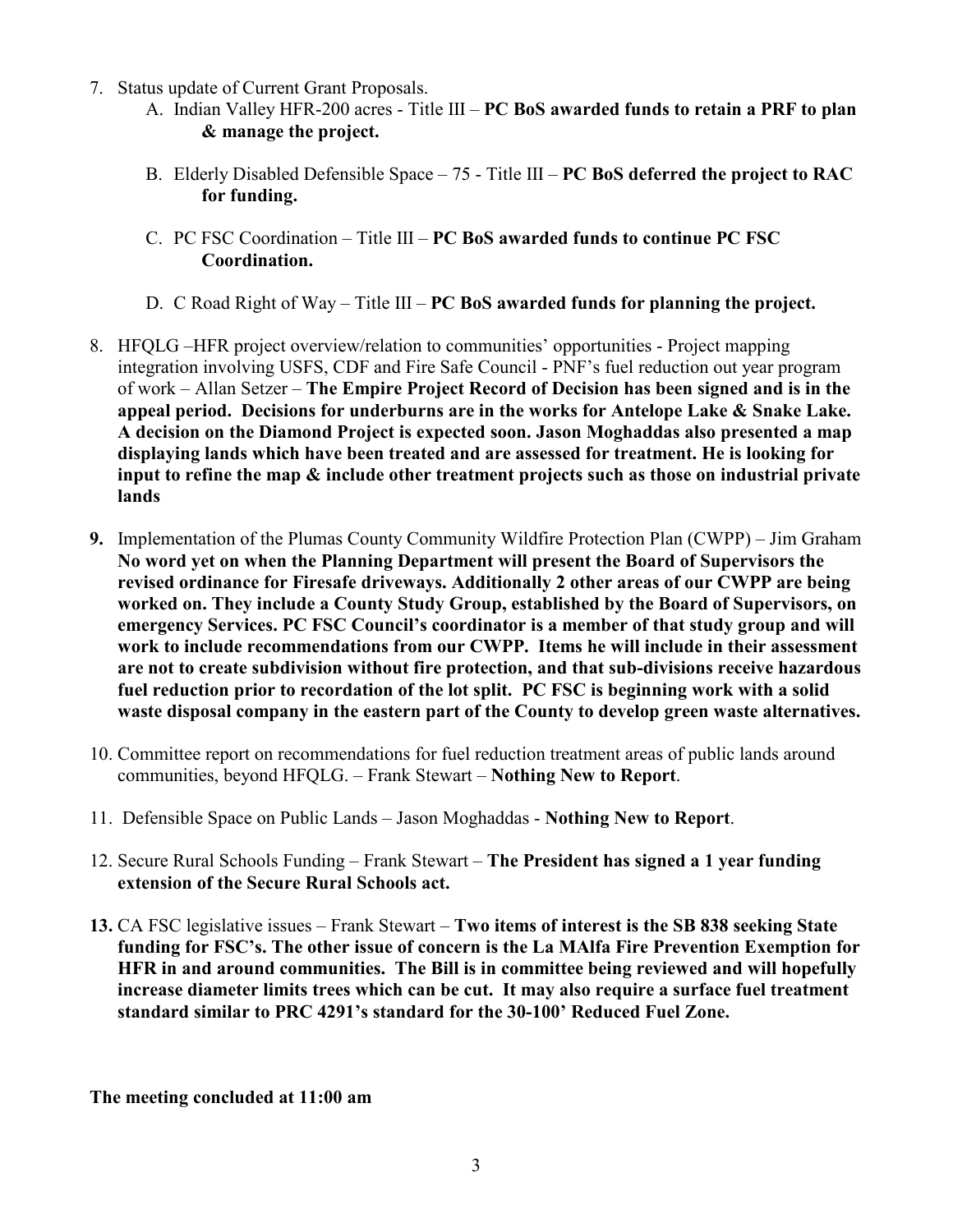7. Status update of Current Grant Proposals.
   A. Indian Valley HFR-200 acres - Title III – **PC BoS awarded funds to retain a PRF to plan & manage the project.**

   B. Elderly Disabled Defensible Space – 75 - Title III – **PC BoS deferred the project to RAC for funding.**

   C. PC FSC Coordination – Title III – **PC BoS awarded funds to continue PC FSC Coordination.**

   D. C Road Right of Way – Title III – **PC BoS awarded funds for planning the project.**

8. HFQLG –HFR project overview/relation to communities' opportunities - Project mapping integration involving USFS, CDF and Fire Safe Council - PNF's fuel reduction out year program of work – Allan Setzer – **The Empire Project Record of Decision has been signed and is in the appeal period. Decisions for underburns are in the works for Antelope Lake & Snake Lake. A decision on the Diamond Project is expected soon. Jason Moghaddas also presented a map displaying lands which have been treated and are assessed for treatment. He is looking for input to refine the map & include other treatment projects such as those on industrial private lands**

**9.** Implementation of the Plumas County Community Wildfire Protection Plan (CWPP) – Jim Graham **No word yet on when the Planning Department will present the Board of Supervisors the revised ordinance for Firesafe driveways. Additionally 2 other areas of our CWPP are being worked on. They include a County Study Group, established by the Board of Supervisors, on emergency Services. PC FSC Council's coordinator is a member of that study group and will work to include recommendations from our CWPP. Items he will include in their assessment are not to create subdivision without fire protection, and that sub-divisions receive hazardous fuel reduction prior to recordation of the lot split. PC FSC is beginning work with a solid waste disposal company in the eastern part of the County to develop green waste alternatives.**

10. Committee report on recommendations for fuel reduction treatment areas of public lands around communities, beyond HFQLG. – Frank Stewart – **Nothing New to Report**.

11. Defensible Space on Public Lands – Jason Moghaddas - **Nothing New to Report**.

12. Secure Rural Schools Funding – Frank Stewart – **The President has signed a 1 year funding extension of the Secure Rural Schools act.**

**13.** CA FSC legislative issues – Frank Stewart – **Two items of interest is the SB 838 seeking State funding for FSC's. The other issue of concern is the La MAlfa Fire Prevention Exemption for HFR in and around communities. The Bill is in committee being reviewed and will hopefully increase diameter limits trees which can be cut. It may also require a surface fuel treatment standard similar to PRC 4291's standard for the 30-100' Reduced Fuel Zone.**

**The meeting concluded at 11:00 am**